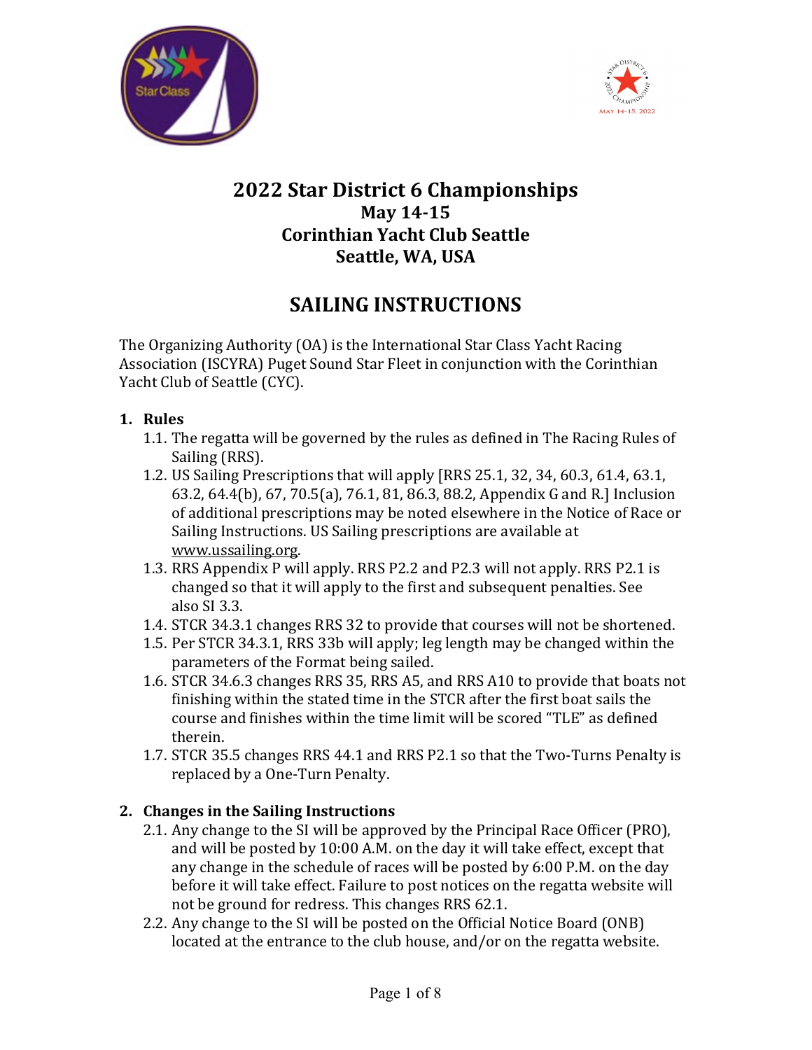# 2022 Star District 6 Championships

## May 14-15
## Corinthian Yacht Club Seattle
## Seattle, WA, USA

# SAILING INSTRUCTIONS

The Organizing Authority (OA) is the International Star Class Yacht Racing Association (ISCYRA) Puget Sound Star Fleet in conjunction with the Corinthian Yacht Club of Seattle (CYC).

**1. Rules**

1.1. The regatta will be governed by the rules as defined in The Racing Rules of Sailing (RRS).

1.2. US Sailing Prescriptions that will apply [RRS 25.1, 32, 34, 60.3, 61.4, 63.1, 63.2, 64.4(b), 67, 70.5(a), 76.1, 81, 86.3, 88.2, Appendix G and R.] Inclusion of additional prescriptions may be noted elsewhere in the Notice of Race or Sailing Instructions. US Sailing prescriptions are available at www.ussailing.org.

1.3. RRS Appendix P will apply. RRS P2.2 and P2.3 will not apply. RRS P2.1 is changed so that it will apply to the first and subsequent penalties. See also SI 3.3.

1.4. STCR 34.3.1 changes RRS 32 to provide that courses will not be shortened.

1.5. Per STCR 34.3.1, RRS 33b will apply; leg length may be changed within the parameters of the Format being sailed.

1.6. STCR 34.6.3 changes RRS 35, RRS A5, and RRS A10 to provide that boats not finishing within the stated time in the STCR after the first boat sails the course and finishes within the time limit will be scored "TLE" as defined therein.

1.7. STCR 35.5 changes RRS 44.1 and RRS P2.1 so that the Two-Turns Penalty is replaced by a One-Turn Penalty.

**2. Changes in the Sailing Instructions**

2.1. Any change to the SI will be approved by the Principal Race Officer (PRO), and will be posted by 10:00 A.M. on the day it will take effect, except that any change in the schedule of races will be posted by 6:00 P.M. on the day before it will take effect. Failure to post notices on the regatta website will not be ground for redress. This changes RRS 62.1.

2.2. Any change to the SI will be posted on the Official Notice Board (ONB) located at the entrance to the club house, and/or on the regatta website.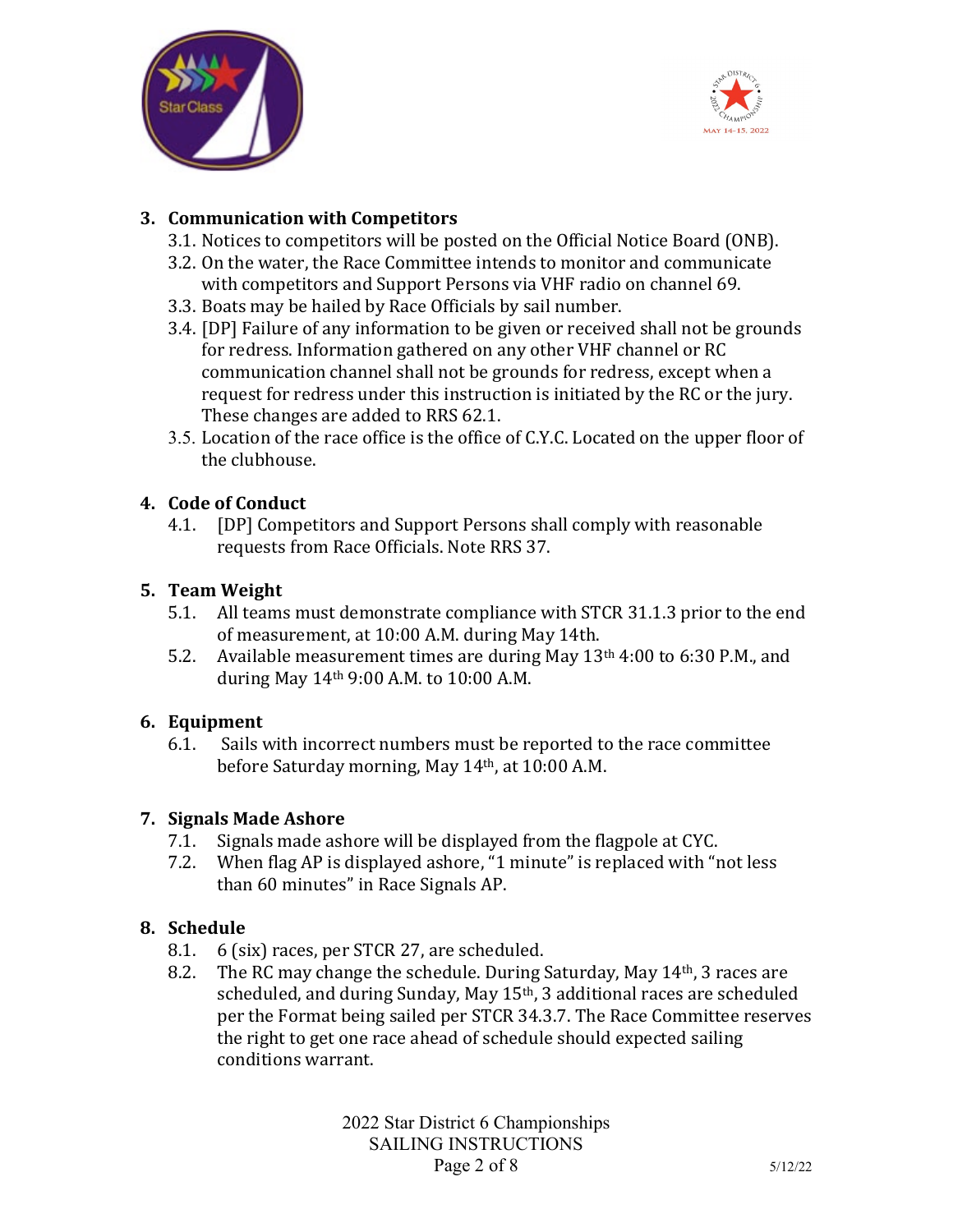## 3. Communication with Competitors

3.1. Notices to competitors will be posted on the Official Notice Board (ONB).

3.2. On the water, the Race Committee intends to monitor and communicate with competitors and Support Persons via VHF radio on channel 69.

3.3. Boats may be hailed by Race Officials by sail number.

3.4. [DP] Failure of any information to be given or received shall not be grounds for redress. Information gathered on any other VHF channel or RC communication channel shall not be grounds for redress, except when a request for redress under this instruction is initiated by the RC or the jury. These changes are added to RRS 62.1.

3.5. Location of the race office is the office of C.Y.C. Located on the upper floor of the clubhouse.

## 4. Code of Conduct

4.1. [DP] Competitors and Support Persons shall comply with reasonable requests from Race Officials. Note RRS 37.

## 5. Team Weight

5.1. All teams must demonstrate compliance with STCR 31.1.3 prior to the end of measurement, at 10:00 A.M. during May 14th.

5.2. Available measurement times are during May 13th 4:00 to 6:30 P.M., and during May 14th 9:00 A.M. to 10:00 A.M.

## 6. Equipment

6.1. Sails with incorrect numbers must be reported to the race committee before Saturday morning, May 14th, at 10:00 A.M.

## 7. Signals Made Ashore

7.1. Signals made ashore will be displayed from the flagpole at CYC.

7.2. When flag AP is displayed ashore, "1 minute" is replaced with "not less than 60 minutes" in Race Signals AP.

## 8. Schedule

8.1. 6 (six) races, per STCR 27, are scheduled.

8.2. The RC may change the schedule. During Saturday, May 14th, 3 races are scheduled, and during Sunday, May 15th, 3 additional races are scheduled per the Format being sailed per STCR 34.3.7. The Race Committee reserves the right to get one race ahead of schedule should expected sailing conditions warrant.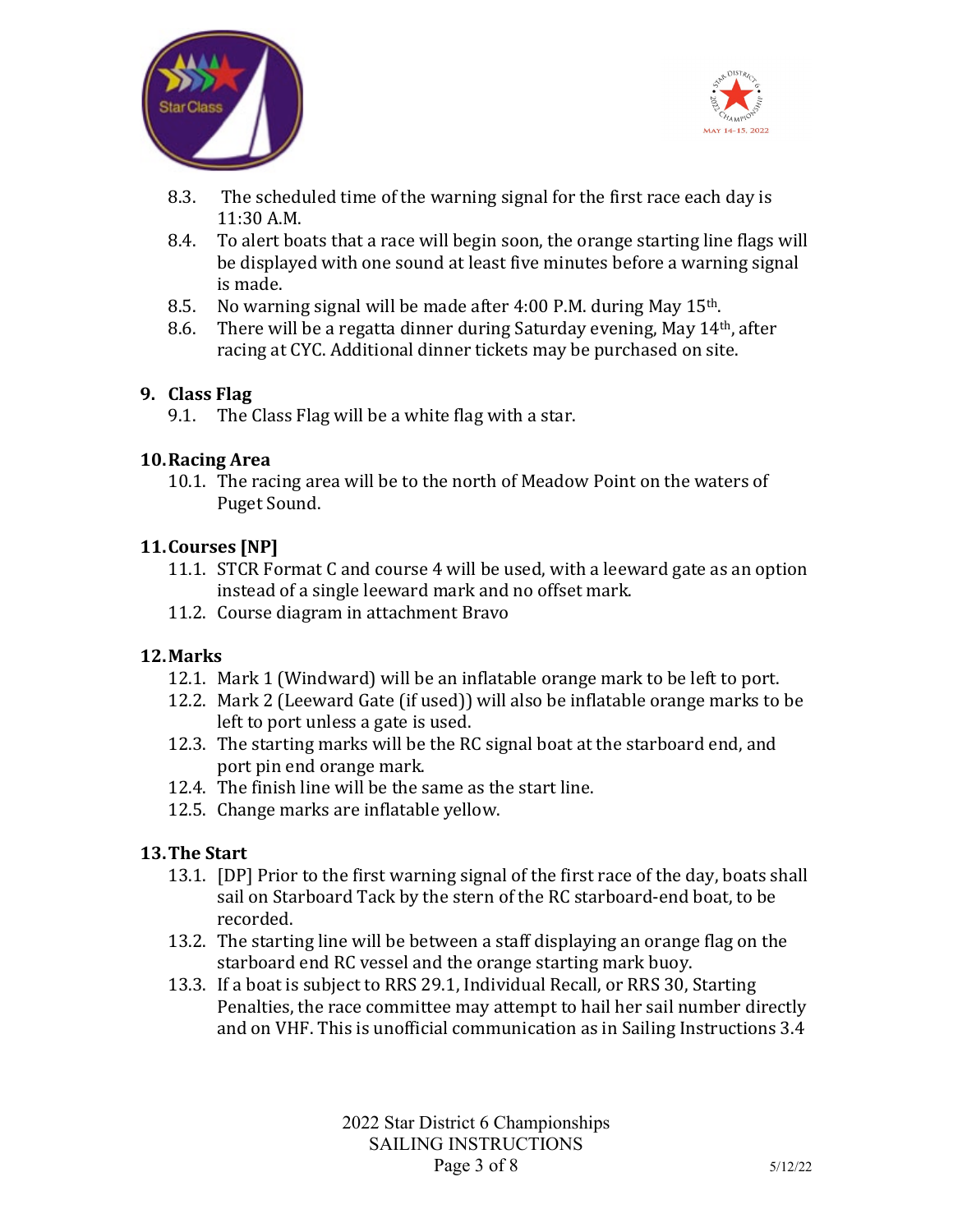8.3. The scheduled time of the warning signal for the first race each day is 11:30 A.M.

8.4. To alert boats that a race will begin soon, the orange starting line flags will be displayed with one sound at least five minutes before a warning signal is made.

8.5. No warning signal will be made after 4:00 P.M. during May 15th.

8.6. There will be a regatta dinner during Saturday evening, May 14th, after racing at CYC. Additional dinner tickets may be purchased on site.

## 9. Class Flag

9.1. The Class Flag will be a white flag with a star.

## 10. Racing Area

10.1. The racing area will be to the north of Meadow Point on the waters of Puget Sound.

## 11. Courses [NP]

11.1. STCR Format C and course 4 will be used, with a leeward gate as an option instead of a single leeward mark and no offset mark.

11.2. Course diagram in attachment Bravo

## 12. Marks

12.1. Mark 1 (Windward) will be an inflatable orange mark to be left to port.

12.2. Mark 2 (Leeward Gate (if used)) will also be inflatable orange marks to be left to port unless a gate is used.

12.3. The starting marks will be the RC signal boat at the starboard end, and port pin end orange mark.

12.4. The finish line will be the same as the start line.

12.5. Change marks are inflatable yellow.

## 13. The Start

13.1. [DP] Prior to the first warning signal of the first race of the day, boats shall sail on Starboard Tack by the stern of the RC starboard-end boat, to be recorded.

13.2. The starting line will be between a staff displaying an orange flag on the starboard end RC vessel and the orange starting mark buoy.

13.3. If a boat is subject to RRS 29.1, Individual Recall, or RRS 30, Starting Penalties, the race committee may attempt to hail her sail number directly and on VHF. This is unofficial communication as in Sailing Instructions 3.4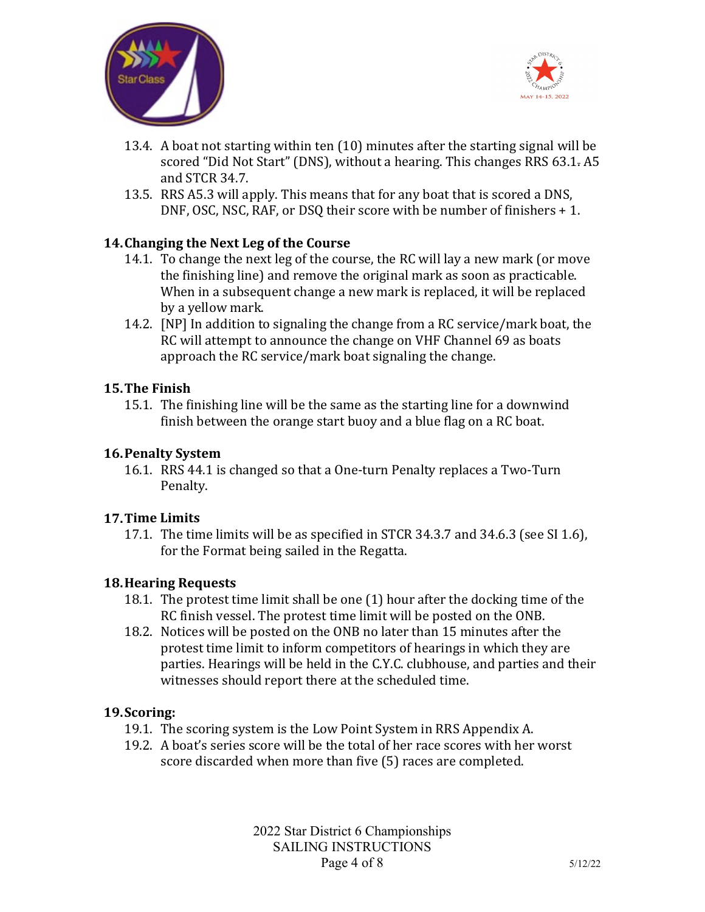13.4. A boat not starting within ten (10) minutes after the starting signal will be scored "Did Not Start" (DNS), without a hearing. This changes RRS 63.1. A5 and STCR 34.7.

13.5. RRS A5.3 will apply. This means that for any boat that is scored a DNS, DNF, OSC, NSC, RAF, or DSQ their score with be number of finishers + 1.

## 14. Changing the Next Leg of the Course

14.1. To change the next leg of the course, the RC will lay a new mark (or move the finishing line) and remove the original mark as soon as practicable. When in a subsequent change a new mark is replaced, it will be replaced by a yellow mark.

14.2. [NP] In addition to signaling the change from a RC service/mark boat, the RC will attempt to announce the change on VHF Channel 69 as boats approach the RC service/mark boat signaling the change.

## 15. The Finish

15.1. The finishing line will be the same as the starting line for a downwind finish between the orange start buoy and a blue flag on a RC boat.

## 16. Penalty System

16.1. RRS 44.1 is changed so that a One-turn Penalty replaces a Two-Turn Penalty.

## 17. Time Limits

17.1. The time limits will be as specified in STCR 34.3.7 and 34.6.3 (see SI 1.6), for the Format being sailed in the Regatta.

## 18. Hearing Requests

18.1. The protest time limit shall be one (1) hour after the docking time of the RC finish vessel. The protest time limit will be posted on the ONB.

18.2. Notices will be posted on the ONB no later than 15 minutes after the protest time limit to inform competitors of hearings in which they are parties. Hearings will be held in the C.Y.C. clubhouse, and parties and their witnesses should report there at the scheduled time.

## 19. Scoring:

19.1. The scoring system is the Low Point System in RRS Appendix A.

19.2. A boat's series score will be the total of her race scores with her worst score discarded when more than five (5) races are completed.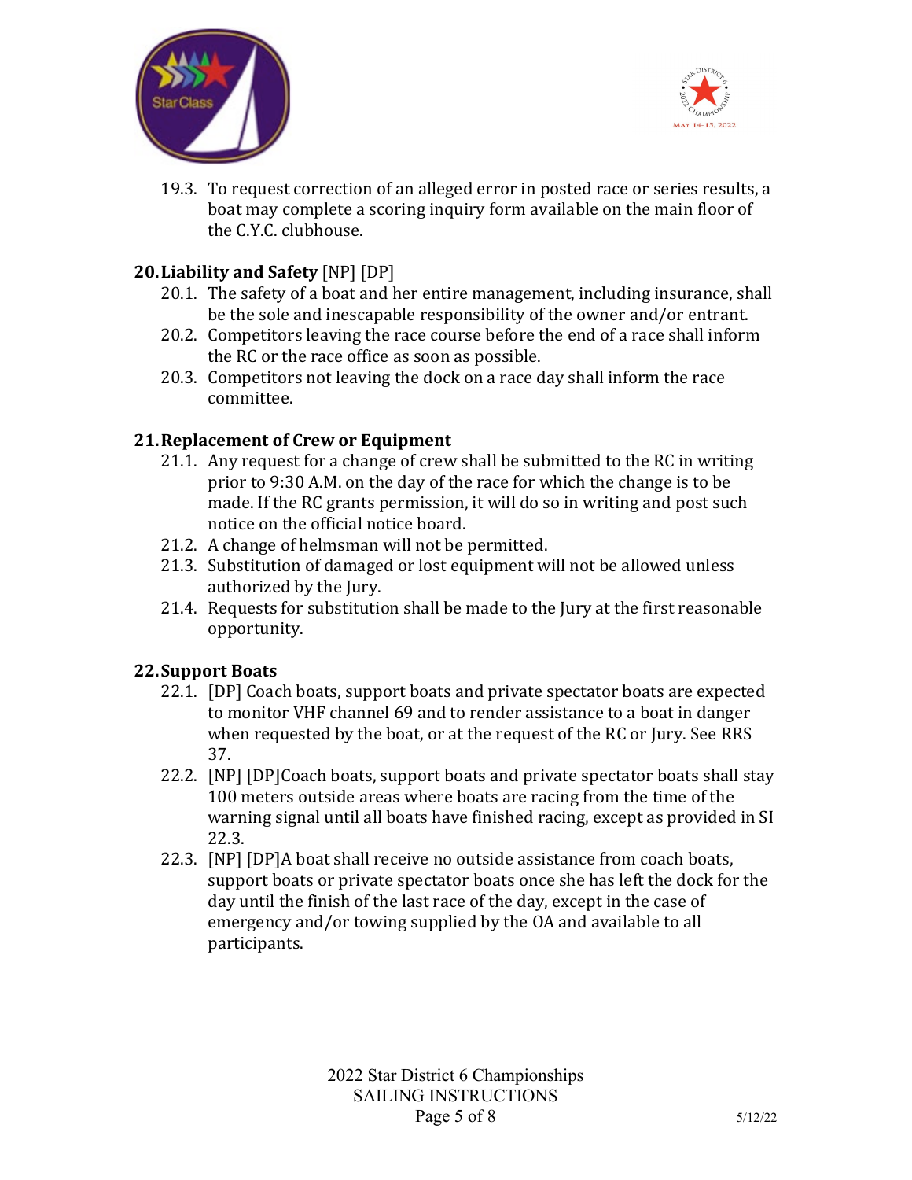19.3. To request correction of an alleged error in posted race or series results, a boat may complete a scoring inquiry form available on the main floor of the C.Y.C. clubhouse.

## 20. Liability and Safety [NP] [DP]

20.1. The safety of a boat and her entire management, including insurance, shall be the sole and inescapable responsibility of the owner and/or entrant.

20.2. Competitors leaving the race course before the end of a race shall inform the RC or the race office as soon as possible.

20.3. Competitors not leaving the dock on a race day shall inform the race committee.

## 21. Replacement of Crew or Equipment

21.1. Any request for a change of crew shall be submitted to the RC in writing prior to 9:30 A.M. on the day of the race for which the change is to be made. If the RC grants permission, it will do so in writing and post such notice on the official notice board.

21.2. A change of helmsman will not be permitted.

21.3. Substitution of damaged or lost equipment will not be allowed unless authorized by the Jury.

21.4. Requests for substitution shall be made to the Jury at the first reasonable opportunity.

## 22. Support Boats

22.1. [DP] Coach boats, support boats and private spectator boats are expected to monitor VHF channel 69 and to render assistance to a boat in danger when requested by the boat, or at the request of the RC or Jury. See RRS 37.

22.2. [NP] [DP]Coach boats, support boats and private spectator boats shall stay 100 meters outside areas where boats are racing from the time of the warning signal until all boats have finished racing, except as provided in SI 22.3.

22.3. [NP] [DP]A boat shall receive no outside assistance from coach boats, support boats or private spectator boats once she has left the dock for the day until the finish of the last race of the day, except in the case of emergency and/or towing supplied by the OA and available to all participants.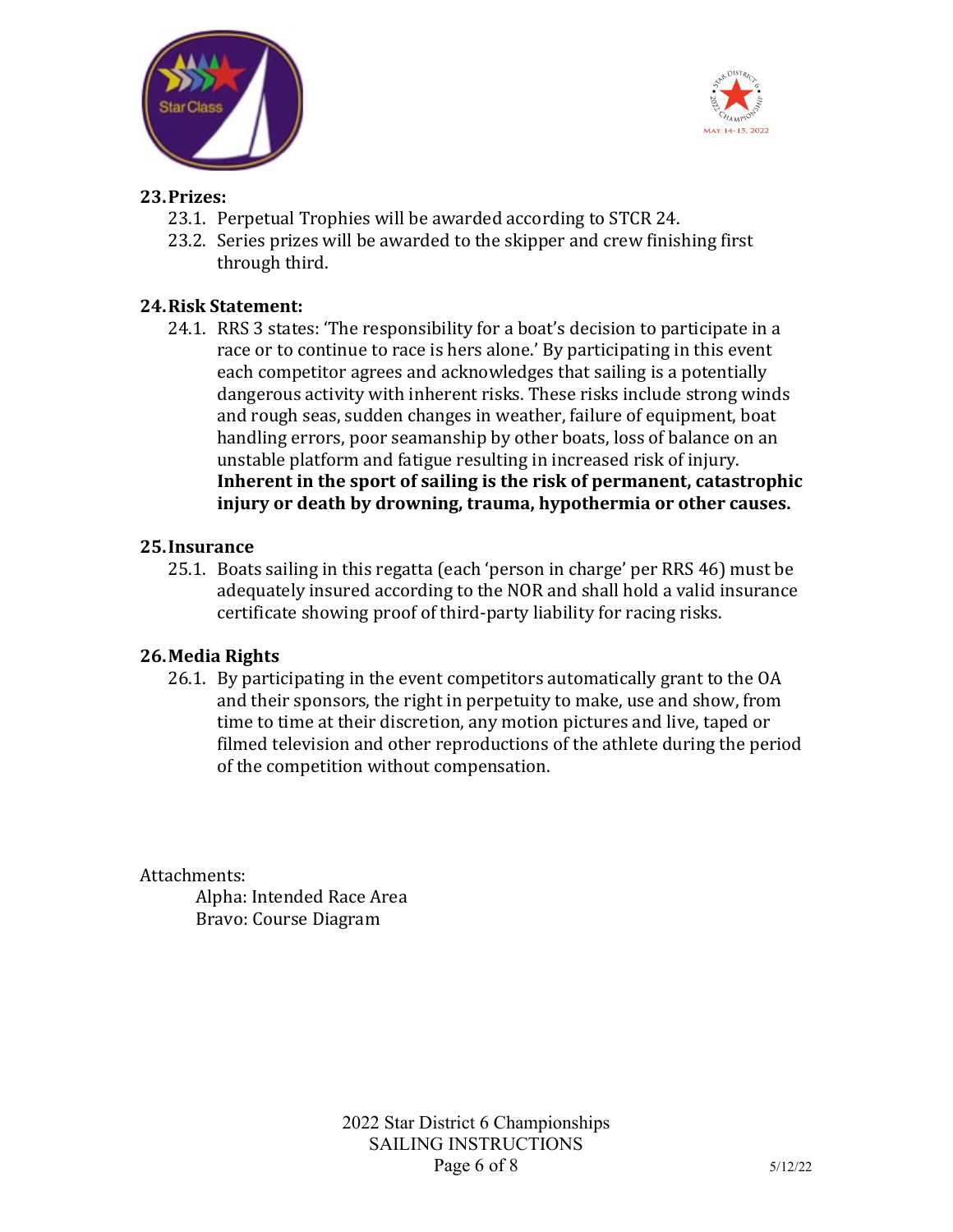## 23. Prizes:

23.1. Perpetual Trophies will be awarded according to STCR 24.

23.2. Series prizes will be awarded to the skipper and crew finishing first through third.

## 24. Risk Statement:

24.1. RRS 3 states: 'The responsibility for a boat's decision to participate in a race or to continue to race is hers alone.' By participating in this event each competitor agrees and acknowledges that sailing is a potentially dangerous activity with inherent risks. These risks include strong winds and rough seas, sudden changes in weather, failure of equipment, boat handling errors, poor seamanship by other boats, loss of balance on an unstable platform and fatigue resulting in increased risk of injury. **Inherent in the sport of sailing is the risk of permanent, catastrophic injury or death by drowning, trauma, hypothermia or other causes.**

## 25. Insurance

25.1. Boats sailing in this regatta (each 'person in charge' per RRS 46) must be adequately insured according to the NOR and shall hold a valid insurance certificate showing proof of third-party liability for racing risks.

## 26. Media Rights

26.1. By participating in the event competitors automatically grant to the OA and their sponsors, the right in perpetuity to make, use and show, from time to time at their discretion, any motion pictures and live, taped or filmed television and other reproductions of the athlete during the period of the competition without compensation.

Attachments:

Alpha: Intended Race Area
Bravo: Course Diagram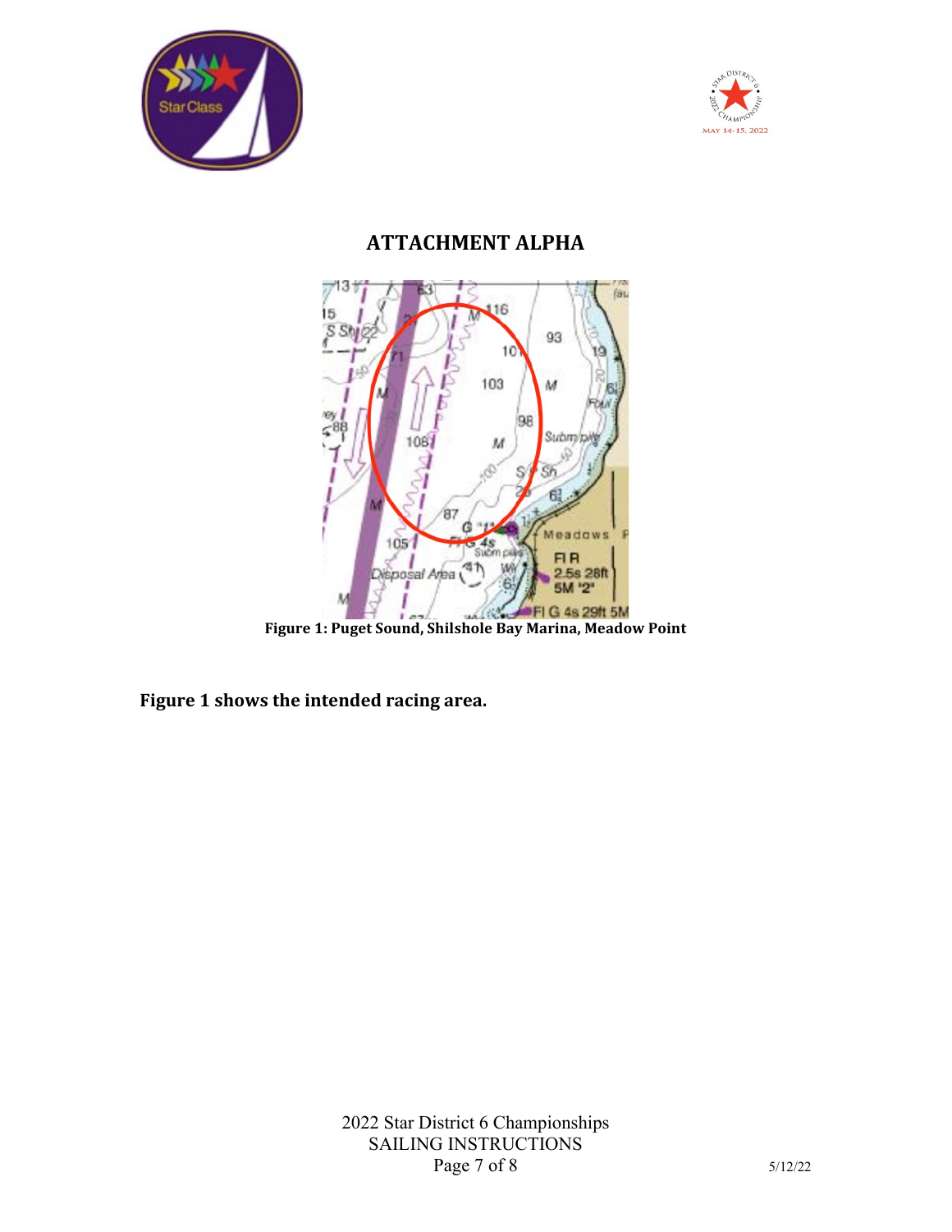# ATTACHMENT ALPHA

**Figure 1: Puget Sound, Shilshole Bay Marina, Meadow Point**

**Figure 1 shows the intended racing area.**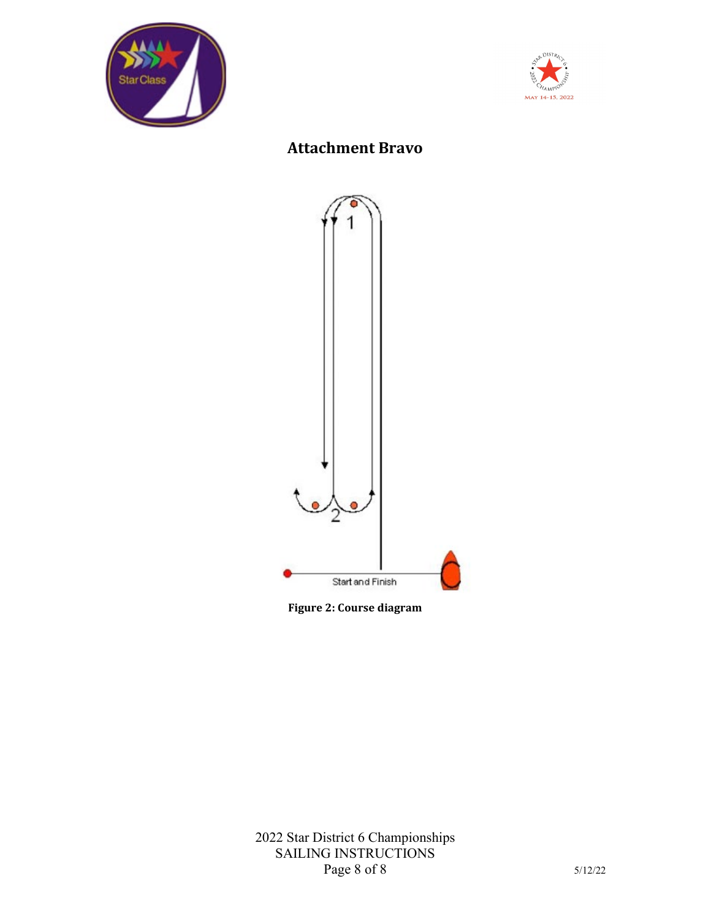## Attachment Bravo

1

2

Start and Finish

**Figure 2: Course diagram**